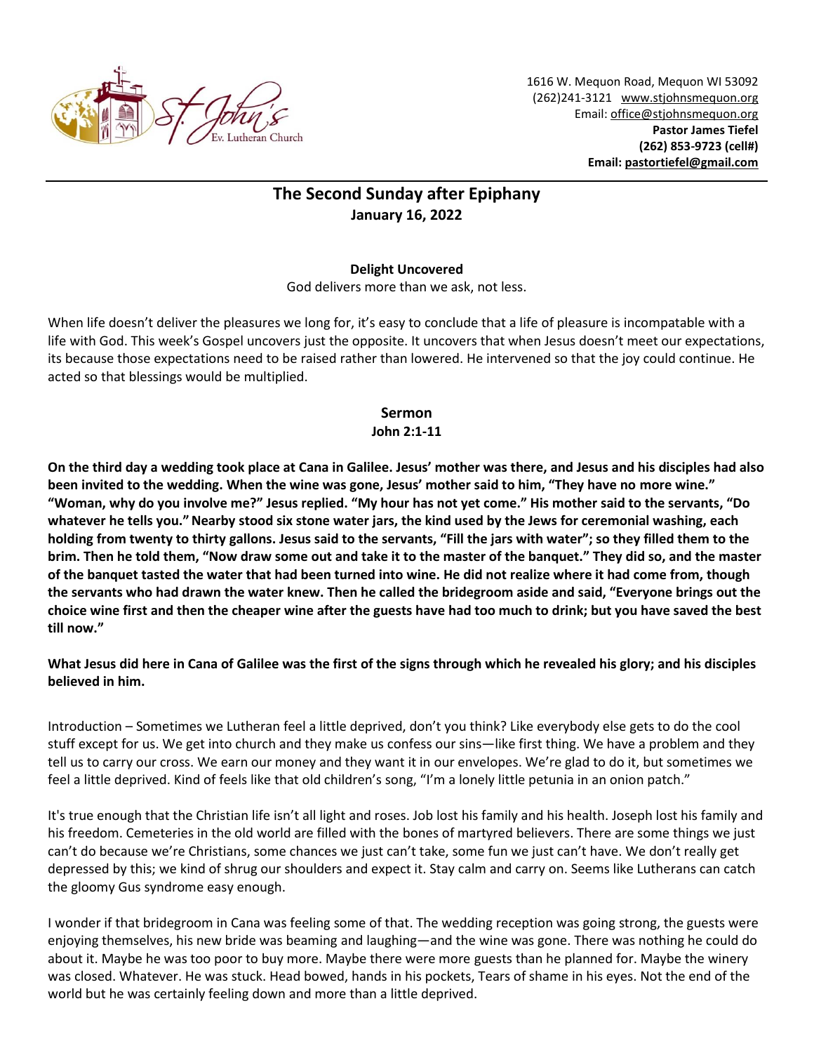St. John's Ev. Lutheran Church

1616 W. Mequon Road, Mequon WI 53092
(262)241-3121 www.stjohnsmequon.org
Email: office@stjohnsmequon.org
**Pastor James Tiefel**
**(262) 853-9723 (cell#)**
**Email: pastortiefel@gmail.com**

## The Second Sunday after Epiphany
**January 16, 2022**

**Delight Uncovered**

God delivers more than we ask, not less.

When life doesn't deliver the pleasures we long for, it's easy to conclude that a life of pleasure is incompatable with a life with God. This week's Gospel uncovers just the opposite. It uncovers that when Jesus doesn't meet our expectations, its because those expectations need to be raised rather than lowered. He intervened so that the joy could continue. He acted so that blessings would be multiplied.

### Sermon
**John 2:1-11**

**On the third day a wedding took place at Cana in Galilee. Jesus' mother was there, and Jesus and his disciples had also been invited to the wedding. When the wine was gone, Jesus' mother said to him, "They have no more wine." "Woman, why do you involve me?" Jesus replied. "My hour has not yet come." His mother said to the servants, "Do whatever he tells you." Nearby stood six stone water jars, the kind used by the Jews for ceremonial washing, each holding from twenty to thirty gallons. Jesus said to the servants, "Fill the jars with water"; so they filled them to the brim. Then he told them, "Now draw some out and take it to the master of the banquet." They did so, and the master of the banquet tasted the water that had been turned into wine. He did not realize where it had come from, though the servants who had drawn the water knew. Then he called the bridegroom aside and said, "Everyone brings out the choice wine first and then the cheaper wine after the guests have had too much to drink; but you have saved the best till now."**

**What Jesus did here in Cana of Galilee was the first of the signs through which he revealed his glory; and his disciples believed in him.**

Introduction – Sometimes we Lutheran feel a little deprived, don't you think? Like everybody else gets to do the cool stuff except for us. We get into church and they make us confess our sins—like first thing. We have a problem and they tell us to carry our cross. We earn our money and they want it in our envelopes. We're glad to do it, but sometimes we feel a little deprived. Kind of feels like that old children's song, "I'm a lonely little petunia in an onion patch."

It's true enough that the Christian life isn't all light and roses. Job lost his family and his health. Joseph lost his family and his freedom. Cemeteries in the old world are filled with the bones of martyred believers. There are some things we just can't do because we're Christians, some chances we just can't take, some fun we just can't have. We don't really get depressed by this; we kind of shrug our shoulders and expect it. Stay calm and carry on. Seems like Lutherans can catch the gloomy Gus syndrome easy enough.

I wonder if that bridegroom in Cana was feeling some of that. The wedding reception was going strong, the guests were enjoying themselves, his new bride was beaming and laughing—and the wine was gone. There was nothing he could do about it. Maybe he was too poor to buy more. Maybe there were more guests than he planned for. Maybe the winery was closed. Whatever. He was stuck. Head bowed, hands in his pockets, Tears of shame in his eyes. Not the end of the world but he was certainly feeling down and more than a little deprived.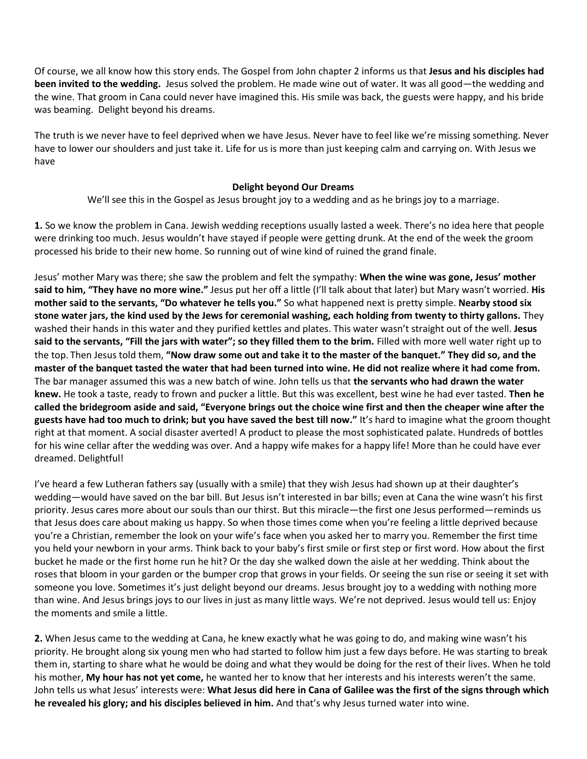Of course, we all know how this story ends. The Gospel from John chapter 2 informs us that **Jesus and his disciples had been invited to the wedding.** Jesus solved the problem. He made wine out of water. It was all good—the wedding and the wine. That groom in Cana could never have imagined this. His smile was back, the guests were happy, and his bride was beaming. Delight beyond his dreams.

The truth is we never have to feel deprived when we have Jesus. Never have to feel like we're missing something. Never have to lower our shoulders and just take it. Life for us is more than just keeping calm and carrying on. With Jesus we have

**Delight beyond Our Dreams**

We'll see this in the Gospel as Jesus brought joy to a wedding and as he brings joy to a marriage.

**1.** So we know the problem in Cana. Jewish wedding receptions usually lasted a week. There's no idea here that people were drinking too much. Jesus wouldn't have stayed if people were getting drunk. At the end of the week the groom processed his bride to their new home. So running out of wine kind of ruined the grand finale.

Jesus' mother Mary was there; she saw the problem and felt the sympathy: **When the wine was gone, Jesus' mother said to him, "They have no more wine."** Jesus put her off a little (I'll talk about that later) but Mary wasn't worried. **His mother said to the servants, "Do whatever he tells you."** So what happened next is pretty simple. **Nearby stood six stone water jars, the kind used by the Jews for ceremonial washing, each holding from twenty to thirty gallons.** They washed their hands in this water and they purified kettles and plates. This water wasn't straight out of the well. **Jesus said to the servants, "Fill the jars with water"; so they filled them to the brim.** Filled with more well water right up to the top. Then Jesus told them, **"Now draw some out and take it to the master of the banquet." They did so, and the master of the banquet tasted the water that had been turned into wine. He did not realize where it had come from.** The bar manager assumed this was a new batch of wine. John tells us that **the servants who had drawn the water knew.** He took a taste, ready to frown and pucker a little. But this was excellent, best wine he had ever tasted. **Then he called the bridegroom aside and said, "Everyone brings out the choice wine first and then the cheaper wine after the guests have had too much to drink; but you have saved the best till now."** It's hard to imagine what the groom thought right at that moment. A social disaster averted! A product to please the most sophisticated palate. Hundreds of bottles for his wine cellar after the wedding was over. And a happy wife makes for a happy life! More than he could have ever dreamed. Delightful!

I've heard a few Lutheran fathers say (usually with a smile) that they wish Jesus had shown up at their daughter's wedding—would have saved on the bar bill. But Jesus isn't interested in bar bills; even at Cana the wine wasn't his first priority. Jesus cares more about our souls than our thirst. But this miracle—the first one Jesus performed—reminds us that Jesus does care about making us happy. So when those times come when you're feeling a little deprived because you're a Christian, remember the look on your wife's face when you asked her to marry you. Remember the first time you held your newborn in your arms. Think back to your baby's first smile or first step or first word. How about the first bucket he made or the first home run he hit? Or the day she walked down the aisle at her wedding. Think about the roses that bloom in your garden or the bumper crop that grows in your fields. Or seeing the sun rise or seeing it set with someone you love. Sometimes it's just delight beyond our dreams. Jesus brought joy to a wedding with nothing more than wine. And Jesus brings joys to our lives in just as many little ways. We're not deprived. Jesus would tell us: Enjoy the moments and smile a little.

**2.** When Jesus came to the wedding at Cana, he knew exactly what he was going to do, and making wine wasn't his priority. He brought along six young men who had started to follow him just a few days before. He was starting to break them in, starting to share what he would be doing and what they would be doing for the rest of their lives. When he told his mother, **My hour has not yet come,** he wanted her to know that her interests and his interests weren't the same. John tells us what Jesus' interests were: **What Jesus did here in Cana of Galilee was the first of the signs through which he revealed his glory; and his disciples believed in him.** And that's why Jesus turned water into wine.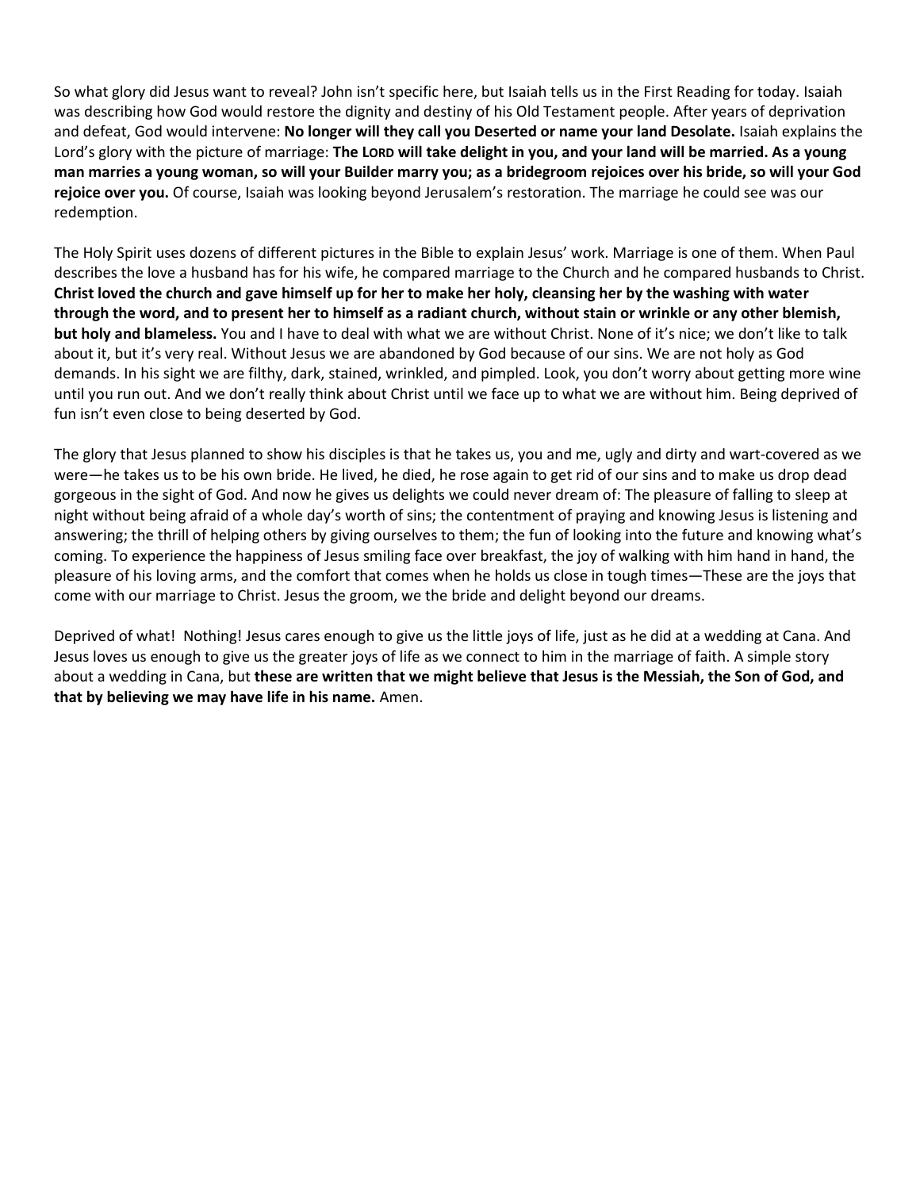So what glory did Jesus want to reveal? John isn't specific here, but Isaiah tells us in the First Reading for today. Isaiah was describing how God would restore the dignity and destiny of his Old Testament people. After years of deprivation and defeat, God would intervene: **No longer will they call you Deserted or name your land Desolate.** Isaiah explains the Lord's glory with the picture of marriage: **The LORD will take delight in you, and your land will be married. As a young man marries a young woman, so will your Builder marry you; as a bridegroom rejoices over his bride, so will your God rejoice over you.** Of course, Isaiah was looking beyond Jerusalem's restoration. The marriage he could see was our redemption.

The Holy Spirit uses dozens of different pictures in the Bible to explain Jesus' work. Marriage is one of them. When Paul describes the love a husband has for his wife, he compared marriage to the Church and he compared husbands to Christ. **Christ loved the church and gave himself up for her to make her holy, cleansing her by the washing with water through the word, and to present her to himself as a radiant church, without stain or wrinkle or any other blemish, but holy and blameless.** You and I have to deal with what we are without Christ. None of it's nice; we don't like to talk about it, but it's very real. Without Jesus we are abandoned by God because of our sins. We are not holy as God demands. In his sight we are filthy, dark, stained, wrinkled, and pimpled. Look, you don't worry about getting more wine until you run out. And we don't really think about Christ until we face up to what we are without him. Being deprived of fun isn't even close to being deserted by God.

The glory that Jesus planned to show his disciples is that he takes us, you and me, ugly and dirty and wart-covered as we were—he takes us to be his own bride. He lived, he died, he rose again to get rid of our sins and to make us drop dead gorgeous in the sight of God. And now he gives us delights we could never dream of: The pleasure of falling to sleep at night without being afraid of a whole day's worth of sins; the contentment of praying and knowing Jesus is listening and answering; the thrill of helping others by giving ourselves to them; the fun of looking into the future and knowing what's coming. To experience the happiness of Jesus smiling face over breakfast, the joy of walking with him hand in hand, the pleasure of his loving arms, and the comfort that comes when he holds us close in tough times—These are the joys that come with our marriage to Christ. Jesus the groom, we the bride and delight beyond our dreams.

Deprived of what! Nothing! Jesus cares enough to give us the little joys of life, just as he did at a wedding at Cana. And Jesus loves us enough to give us the greater joys of life as we connect to him in the marriage of faith. A simple story about a wedding in Cana, but **these are written that we might believe that Jesus is the Messiah, the Son of God, and that by believing we may have life in his name.** Amen.